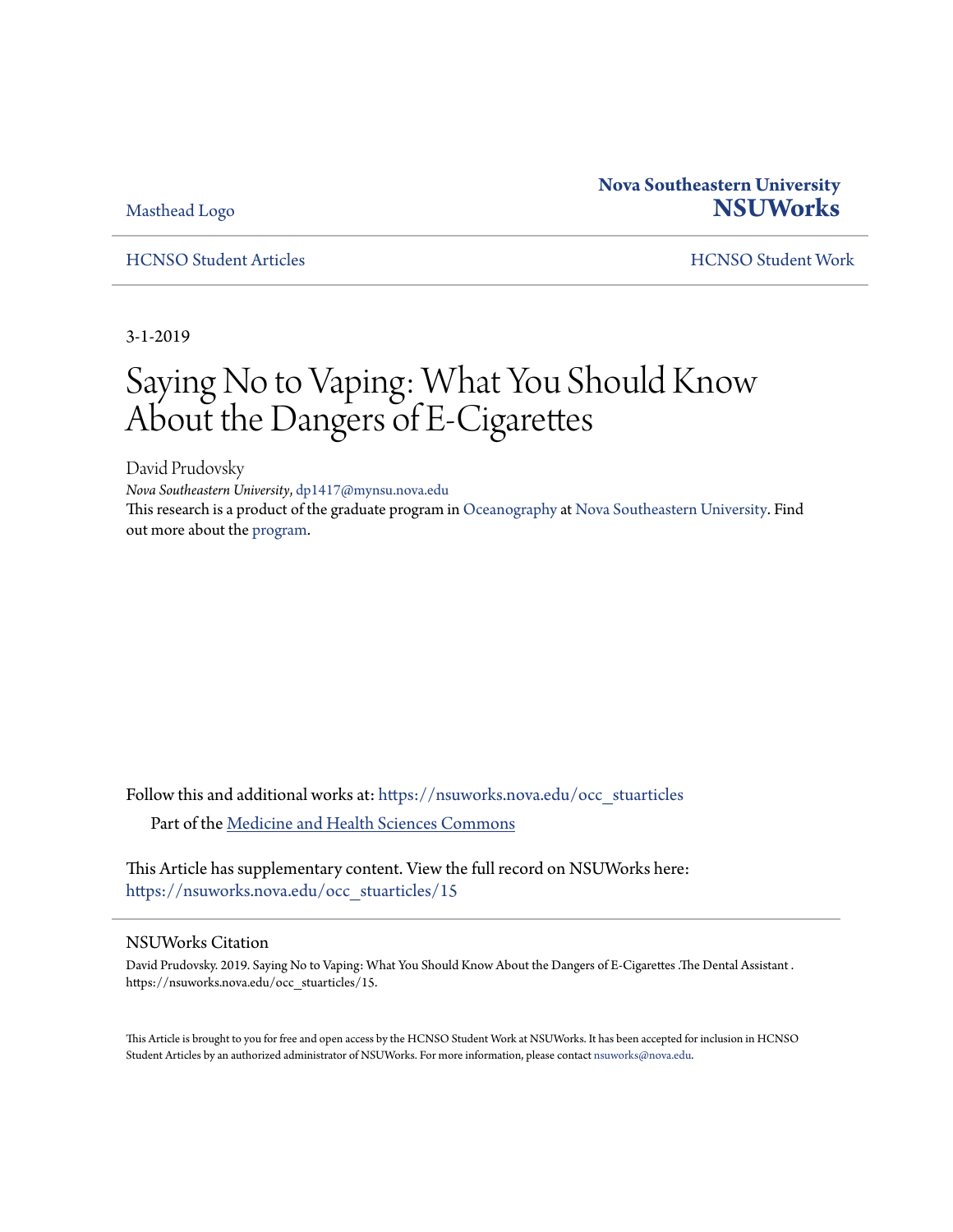Masthead Logo

**Nova Southeastern University**
**NSUWorks**

HCNSO Student Articles

HCNSO Student Work

3-1-2019

# Saying No to Vaping: What You Should Know About the Dangers of E-Cigarettes

David Prudovsky
*Nova Southeastern University*, dp1417@mynsu.nova.edu

This research is a product of the graduate program in Oceanography at Nova Southeastern University. Find out more about the program.

Follow this and additional works at: https://nsuworks.nova.edu/occ_stuarticles

Part of the Medicine and Health Sciences Commons

This Article has supplementary content. View the full record on NSUWorks here: https://nsuworks.nova.edu/occ_stuarticles/15

## NSUWorks Citation

David Prudovsky. 2019. Saying No to Vaping: What You Should Know About the Dangers of E-Cigarettes .The Dental Assistant . https://nsuworks.nova.edu/occ_stuarticles/15.

This Article is brought to you for free and open access by the HCNSO Student Work at NSUWorks. It has been accepted for inclusion in HCNSO Student Articles by an authorized administrator of NSUWorks. For more information, please contact nsuworks@nova.edu.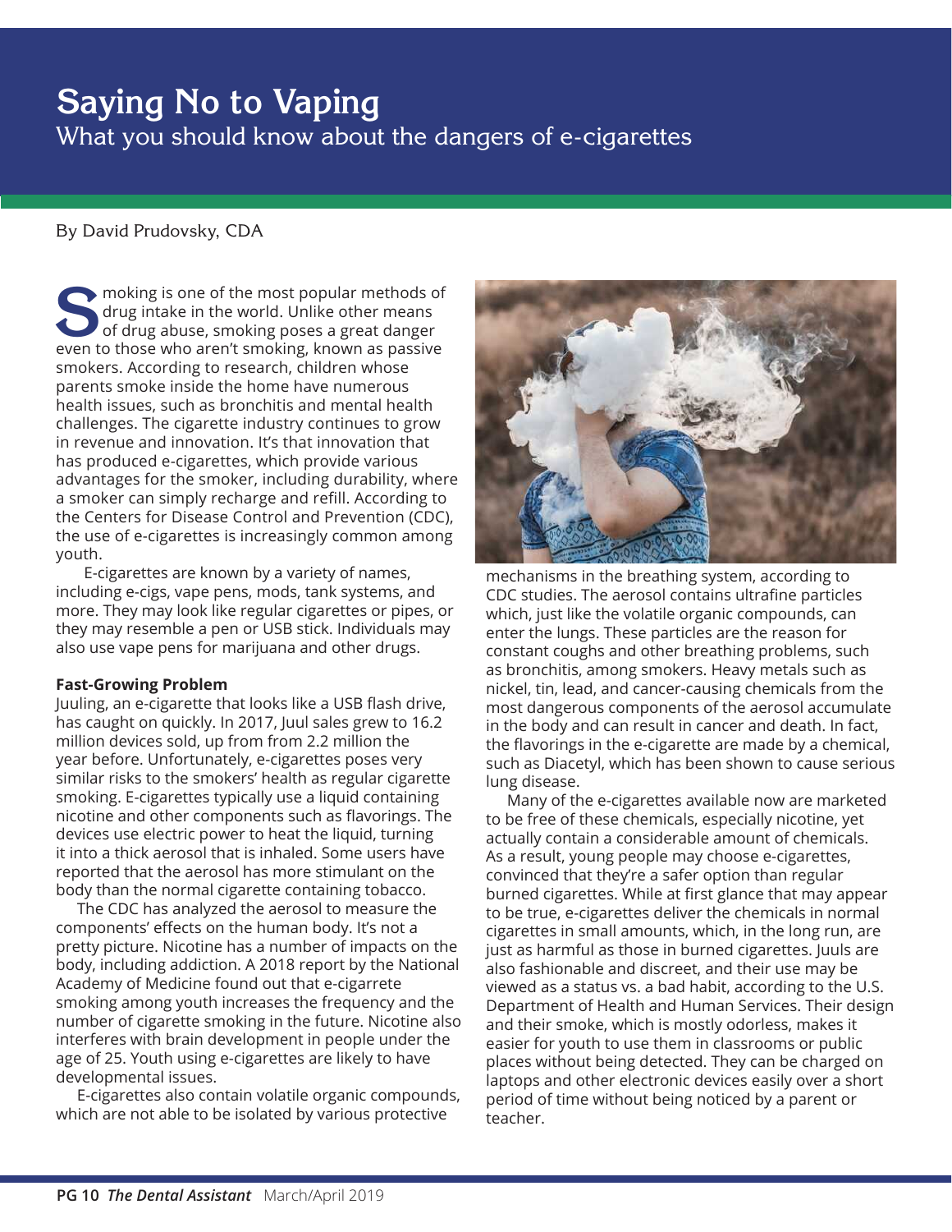# Saying No to Vaping

## What you should know about the dangers of e-cigarettes

By David Prudovsky, CDA

Smoking is one of the most popular methods of drug intake in the world. Unlike other means of drug abuse, smoking poses a great danger even to those who aren't smoking, known as passive smokers. According to research, children whose parents smoke inside the home have numerous health issues, such as bronchitis and mental health challenges. The cigarette industry continues to grow in revenue and innovation. It's that innovation that has produced e-cigarettes, which provide various advantages for the smoker, including durability, where a smoker can simply recharge and refill. According to the Centers for Disease Control and Prevention (CDC), the use of e-cigarettes is increasingly common among youth.

E-cigarettes are known by a variety of names, including e-cigs, vape pens, mods, tank systems, and more. They may look like regular cigarettes or pipes, or they may resemble a pen or USB stick. Individuals may also use vape pens for marijuana and other drugs.

**Fast-Growing Problem**

Juuling, an e-cigarette that looks like a USB flash drive, has caught on quickly. In 2017, Juul sales grew to 16.2 million devices sold, up from from 2.2 million the year before. Unfortunately, e-cigarettes poses very similar risks to the smokers' health as regular cigarette smoking. E-cigarettes typically use a liquid containing nicotine and other components such as flavorings. The devices use electric power to heat the liquid, turning it into a thick aerosol that is inhaled. Some users have reported that the aerosol has more stimulant on the body than the normal cigarette containing tobacco.

The CDC has analyzed the aerosol to measure the components' effects on the human body. It's not a pretty picture. Nicotine has a number of impacts on the body, including addiction. A 2018 report by the National Academy of Medicine found out that e-cigarrete smoking among youth increases the frequency and the number of cigarette smoking in the future. Nicotine also interferes with brain development in people under the age of 25. Youth using e-cigarettes are likely to have developmental issues.

E-cigarettes also contain volatile organic compounds, which are not able to be isolated by various protective mechanisms in the breathing system, according to CDC studies. The aerosol contains ultrafine particles which, just like the volatile organic compounds, can enter the lungs. These particles are the reason for constant coughs and other breathing problems, such as bronchitis, among smokers. Heavy metals such as nickel, tin, lead, and cancer-causing chemicals from the most dangerous components of the aerosol accumulate in the body and can result in cancer and death. In fact, the flavorings in the e-cigarette are made by a chemical, such as Diacetyl, which has been shown to cause serious lung disease.

Many of the e-cigarettes available now are marketed to be free of these chemicals, especially nicotine, yet actually contain a considerable amount of chemicals. As a result, young people may choose e-cigarettes, convinced that they're a safer option than regular burned cigarettes. While at first glance that may appear to be true, e-cigarettes deliver the chemicals in normal cigarettes in small amounts, which, in the long run, are just as harmful as those in burned cigarettes. Juuls are also fashionable and discreet, and their use may be viewed as a status vs. a bad habit, according to the U.S. Department of Health and Human Services. Their design and their smoke, which is mostly odorless, makes it easier for youth to use them in classrooms or public places without being detected. They can be charged on laptops and other electronic devices easily over a short period of time without being noticed by a parent or teacher.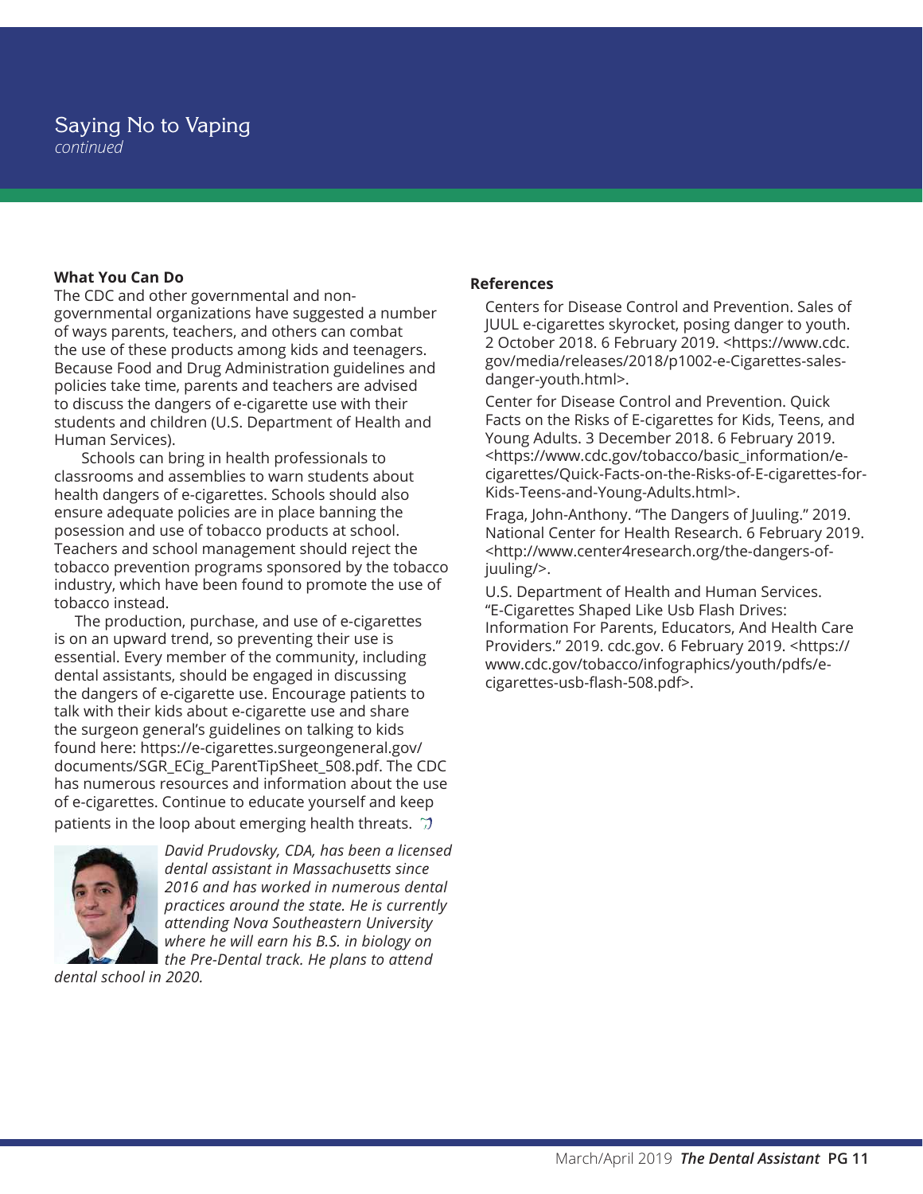## Saying No to Vaping

*continued*

### What You Can Do

The CDC and other governmental and non-governmental organizations have suggested a number of ways parents, teachers, and others can combat the use of these products among kids and teenagers. Because Food and Drug Administration guidelines and policies take time, parents and teachers are advised to discuss the dangers of e-cigarette use with their students and children (U.S. Department of Health and Human Services).

Schools can bring in health professionals to classrooms and assemblies to warn students about health dangers of e-cigarettes. Schools should also ensure adequate policies are in place banning the posession and use of tobacco products at school. Teachers and school management should reject the tobacco prevention programs sponsored by the tobacco industry, which have been found to promote the use of tobacco instead.

The production, purchase, and use of e-cigarettes is on an upward trend, so preventing their use is essential. Every member of the community, including dental assistants, should be engaged in discussing the dangers of e-cigarette use. Encourage patients to talk with their kids about e-cigarette use and share the surgeon general's guidelines on talking to kids found here: https://e-cigarettes.surgeongeneral.gov/documents/SGR_ECig_ParentTipSheet_508.pdf. The CDC has numerous resources and information about the use of e-cigarettes. Continue to educate yourself and keep patients in the loop about emerging health threats.

*David Prudovsky, CDA, has been a licensed dental assistant in Massachusetts since 2016 and has worked in numerous dental practices around the state. He is currently attending Nova Southeastern University where he will earn his B.S. in biology on the Pre-Dental track. He plans to attend dental school in 2020.*

### References

Centers for Disease Control and Prevention. Sales of JUUL e-cigarettes skyrocket, posing danger to youth. 2 October 2018. 6 February 2019. <https://www.cdc.gov/media/releases/2018/p1002-e-Cigarettes-sales-danger-youth.html>.

Center for Disease Control and Prevention. Quick Facts on the Risks of E-cigarettes for Kids, Teens, and Young Adults. 3 December 2018. 6 February 2019. <https://www.cdc.gov/tobacco/basic_information/e-cigarettes/Quick-Facts-on-the-Risks-of-E-cigarettes-for-Kids-Teens-and-Young-Adults.html>.

Fraga, John-Anthony. "The Dangers of Juuling." 2019. National Center for Health Research. 6 February 2019. <http://www.center4research.org/the-dangers-of-juuling/>.

U.S. Department of Health and Human Services. "E-Cigarettes Shaped Like Usb Flash Drives: Information For Parents, Educators, And Health Care Providers." 2019. cdc.gov. 6 February 2019. <https://www.cdc.gov/tobacco/infographics/youth/pdfs/e-cigarettes-usb-flash-508.pdf>.